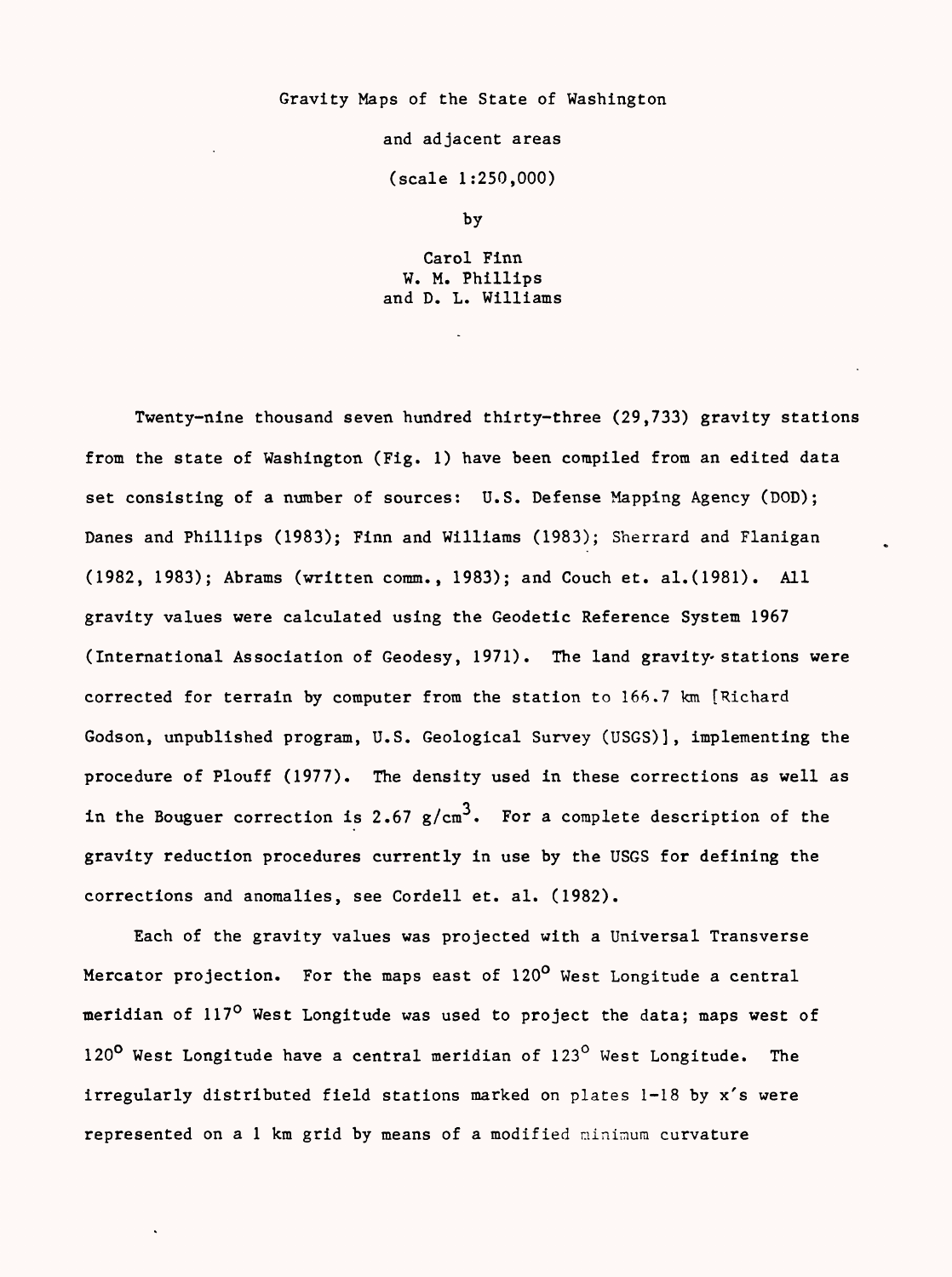# Gravity Maps of the State of Washington

and adjacent areas

(scale 1:250,000)

by

Carol Finn
W. M. Phillips
and D. L. Williams

Twenty-nine thousand seven hundred thirty-three (29,733) gravity stations from the state of Washington (Fig. 1) have been compiled from an edited data set consisting of a number of sources: U.S. Defense Mapping Agency (DOD); Danes and Phillips (1983); Finn and Williams (1983); Sherrard and Flanigan (1982, 1983); Abrams (written comm., 1983); and Couch et. al.(1981). All gravity values were calculated using the Geodetic Reference System 1967 (International Association of Geodesy, 1971). The land gravity stations were corrected for terrain by computer from the station to 166.7 km [Richard Godson, unpublished program, U.S. Geological Survey (USGS)], implementing the procedure of Plouff (1977). The density used in these corrections as well as in the Bouguer correction is 2.67 $g/cm^3$. For a complete description of the gravity reduction procedures currently in use by the USGS for defining the corrections and anomalies, see Cordell et. al. (1982).

Each of the gravity values was projected with a Universal Transverse Mercator projection. For the maps east of 120° West Longitude a central meridian of 117° West Longitude was used to project the data; maps west of 120° West Longitude have a central meridian of 123° West Longitude. The irregularly distributed field stations marked on plates 1-18 by x's were represented on a 1 km grid by means of a modified minimum curvature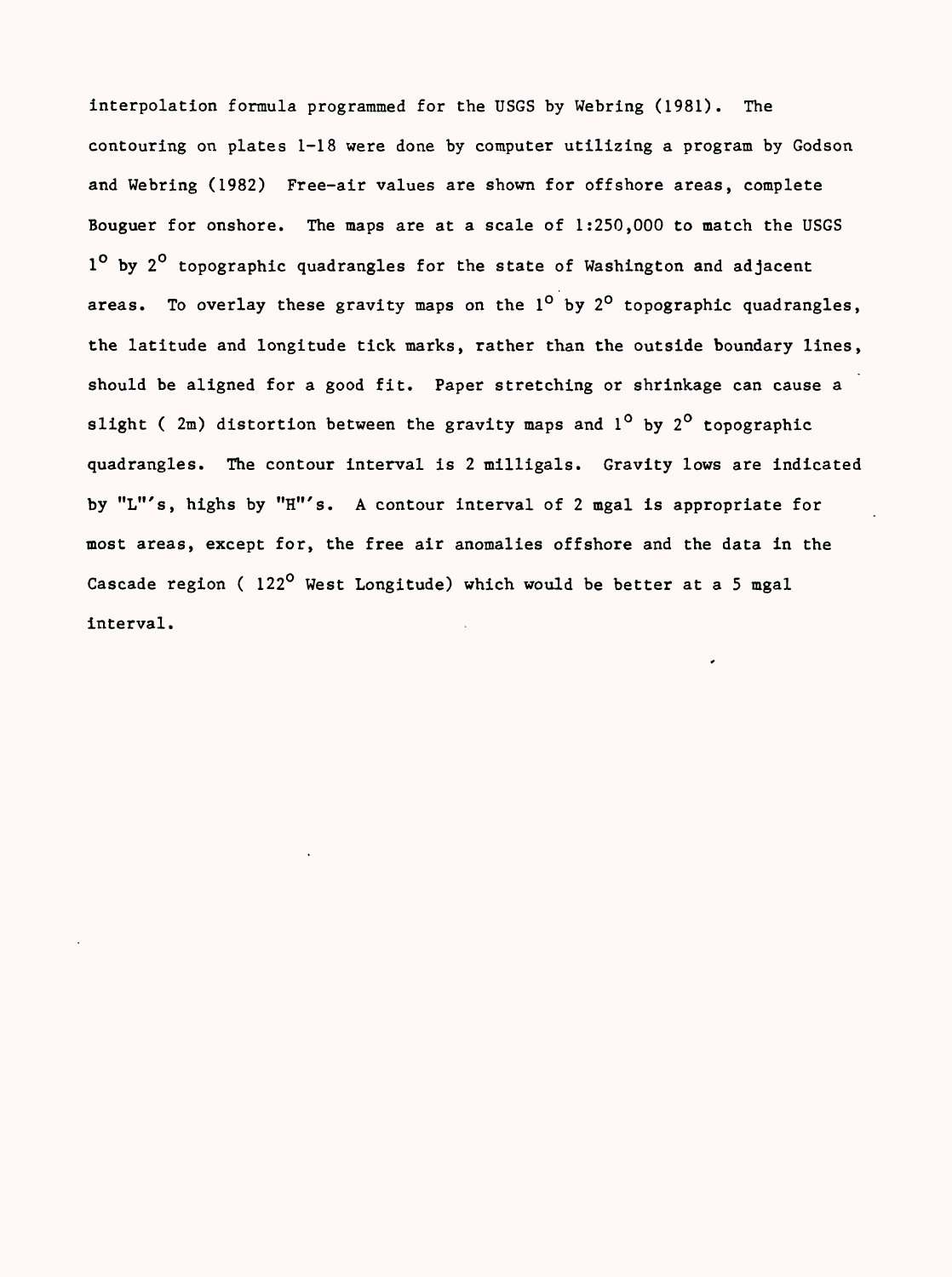interpolation formula programmed for the USGS by Webring (1981). The contouring on plates 1-18 were done by computer utilizing a program by Godson and Webring (1982) Free-air values are shown for offshore areas, complete Bouguer for onshore. The maps are at a scale of 1:250,000 to match the USGS $1^{\circ}$ by $2^{\circ}$ topographic quadrangles for the state of Washington and adjacent areas. To overlay these gravity maps on the $1^{\circ}$ by $2^{\circ}$ topographic quadrangles, the latitude and longitude tick marks, rather than the outside boundary lines, should be aligned for a good fit. Paper stretching or shrinkage can cause a slight ( 2m) distortion between the gravity maps and $1^{\circ}$ by $2^{\circ}$ topographic quadrangles. The contour interval is 2 milligals. Gravity lows are indicated by "L"'s, highs by "H"'s. A contour interval of 2 mgal is appropriate for most areas, except for, the free air anomalies offshore and the data in the Cascade region ( $122^{\circ}$ West Longitude) which would be better at a 5 mgal interval.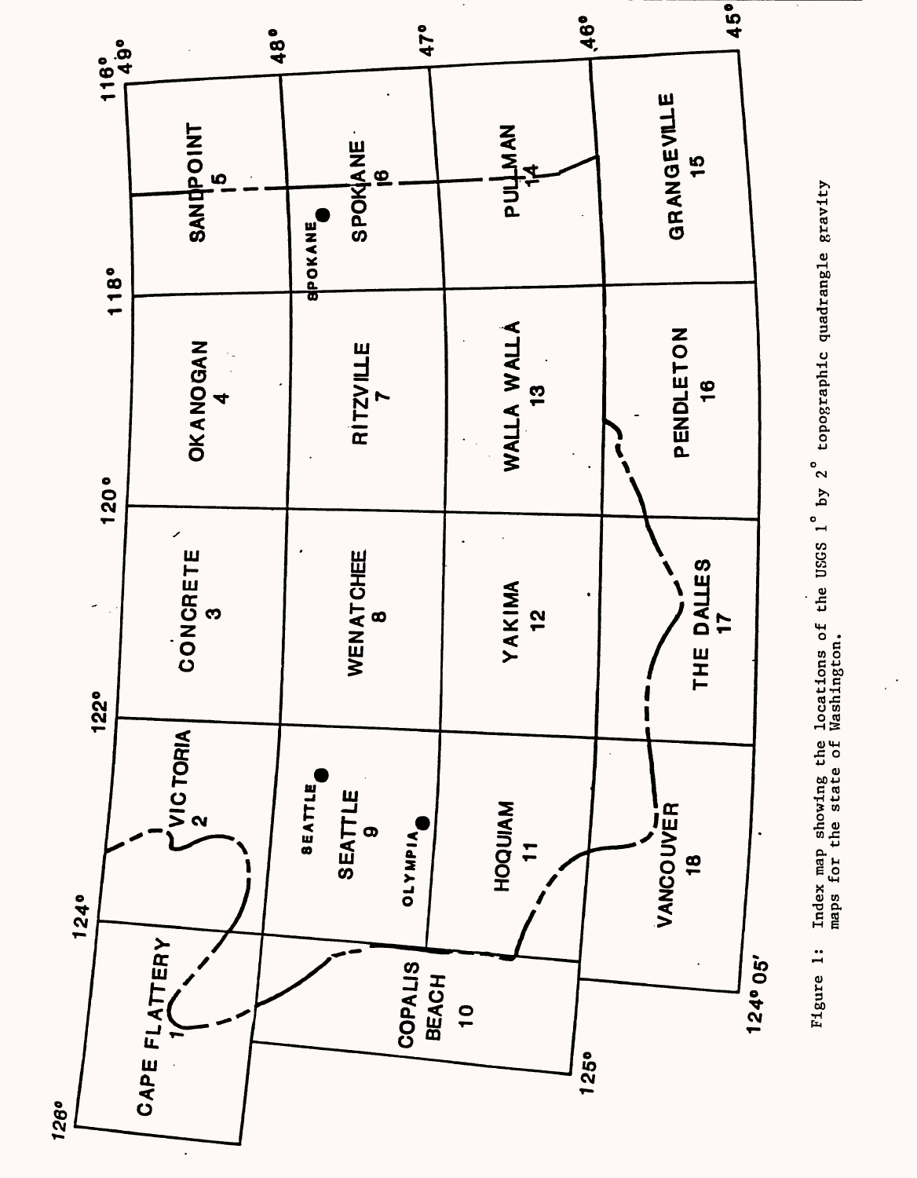Figure 1: Index map showing the locations of the USGS 1° by 2° topographic quadrangle gravity maps for the state of Washington.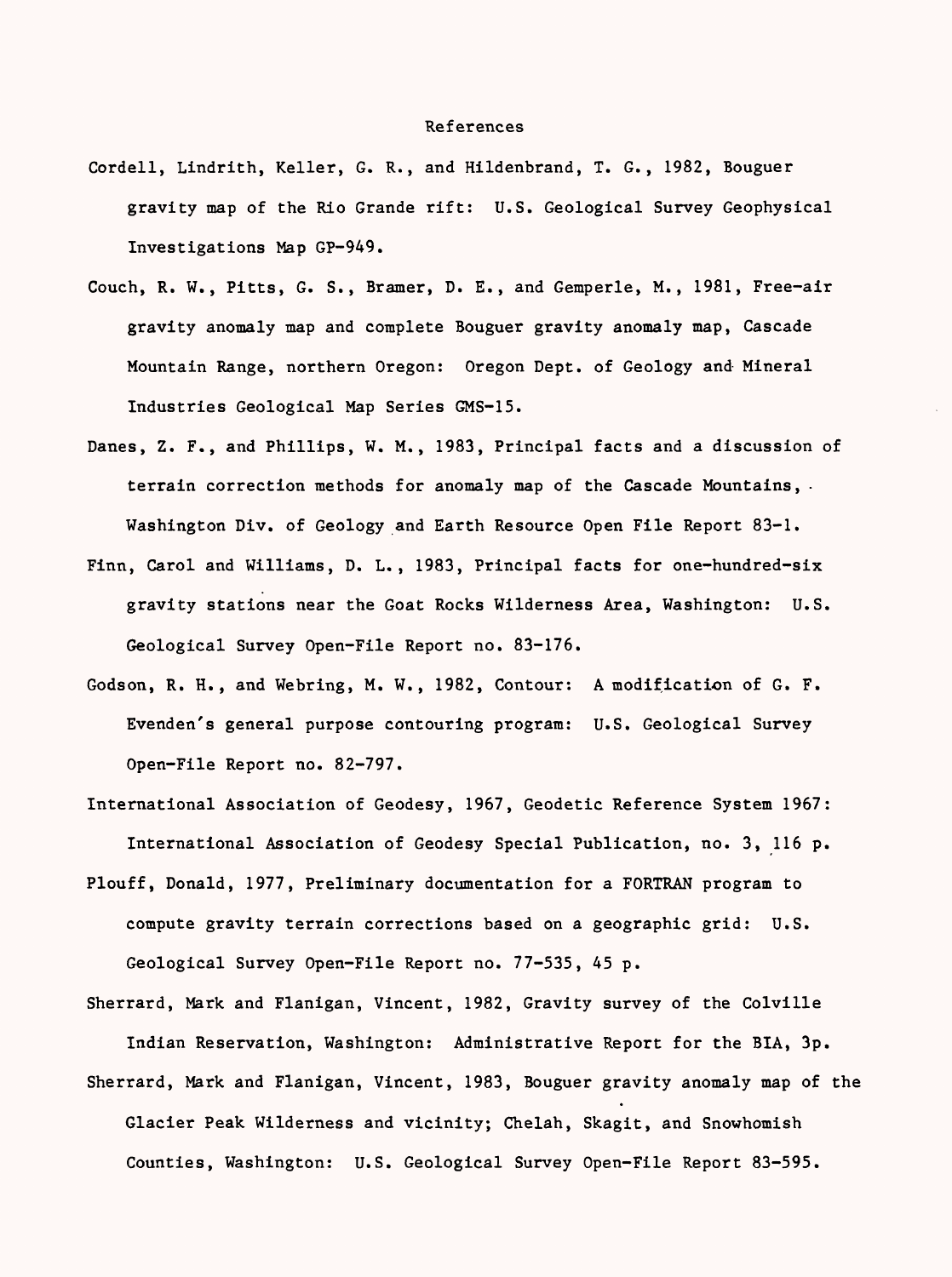# References

Cordell, Lindrith, Keller, G. R., and Hildenbrand, T. G., 1982, Bouguer gravity map of the Rio Grande rift: U.S. Geological Survey Geophysical Investigations Map GP-949.

Couch, R. W., Pitts, G. S., Bramer, D. E., and Gemperle, M., 1981, Free-air gravity anomaly map and complete Bouguer gravity anomaly map, Cascade Mountain Range, northern Oregon: Oregon Dept. of Geology and Mineral Industries Geological Map Series GMS-15.

Danes, Z. F., and Phillips, W. M., 1983, Principal facts and a discussion of terrain correction methods for anomaly map of the Cascade Mountains, Washington Div. of Geology and Earth Resource Open File Report 83-1.

Finn, Carol and Williams, D. L., 1983, Principal facts for one-hundred-six gravity stations near the Goat Rocks Wilderness Area, Washington: U.S. Geological Survey Open-File Report no. 83-176.

Godson, R. H., and Webring, M. W., 1982, Contour: A modification of G. F. Evenden's general purpose contouring program: U.S. Geological Survey Open-File Report no. 82-797.

International Association of Geodesy, 1967, Geodetic Reference System 1967: International Association of Geodesy Special Publication, no. 3, 116 p.

Plouff, Donald, 1977, Preliminary documentation for a FORTRAN program to compute gravity terrain corrections based on a geographic grid: U.S. Geological Survey Open-File Report no. 77-535, 45 p.

Sherrard, Mark and Flanigan, Vincent, 1982, Gravity survey of the Colville Indian Reservation, Washington: Administrative Report for the BIA, 3p.

Sherrard, Mark and Flanigan, Vincent, 1983, Bouguer gravity anomaly map of the Glacier Peak Wilderness and vicinity; Chelah, Skagit, and Snowhomish Counties, Washington: U.S. Geological Survey Open-File Report 83-595.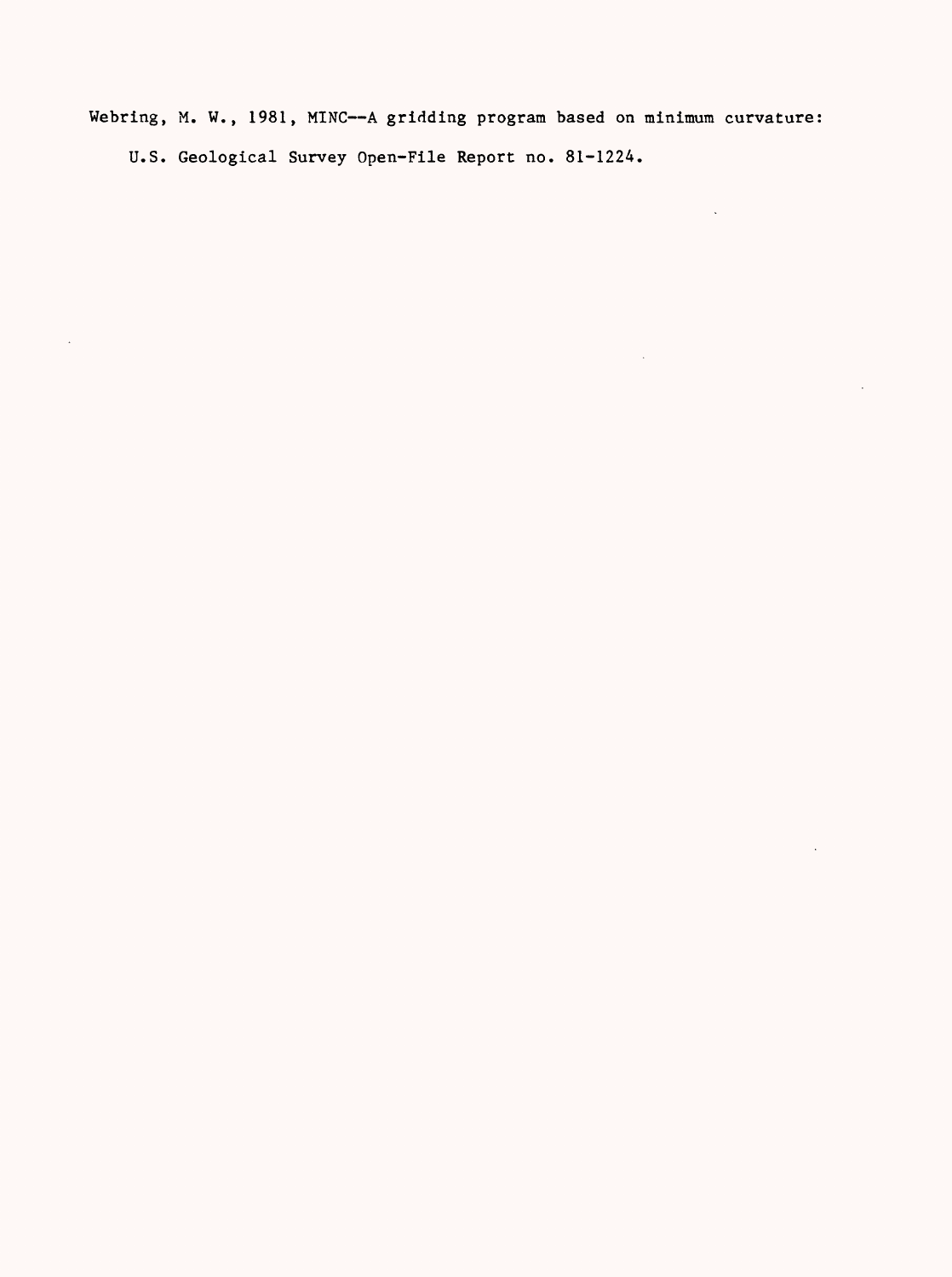Webring, M. W., 1981, MINC--A gridding program based on minimum curvature: U.S. Geological Survey Open-File Report no. 81-1224.